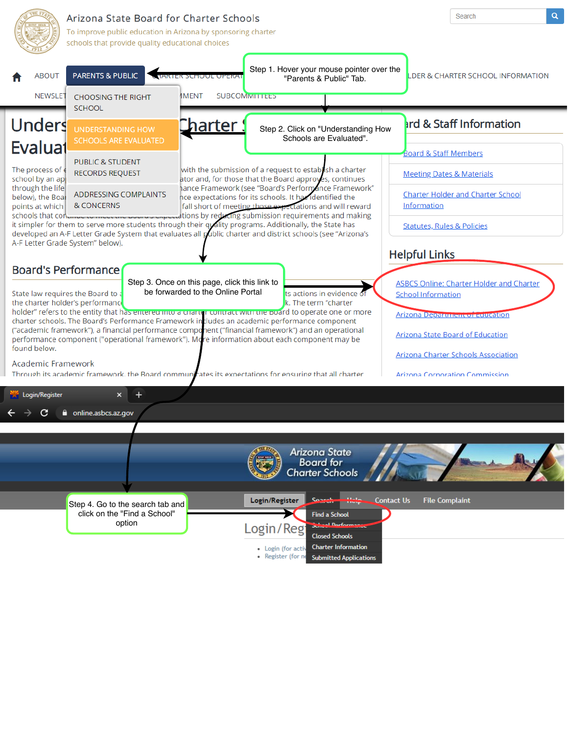Step 1. Hover your mouse pointer over the "Parents & Public" Tab.

Step 2. Click on "Understanding How Schools are Evaluated".

Step 3. Once on this page, click this link to be forwarded to the Online Portal

Step 4. Go to the search tab and click on the "Find a School" option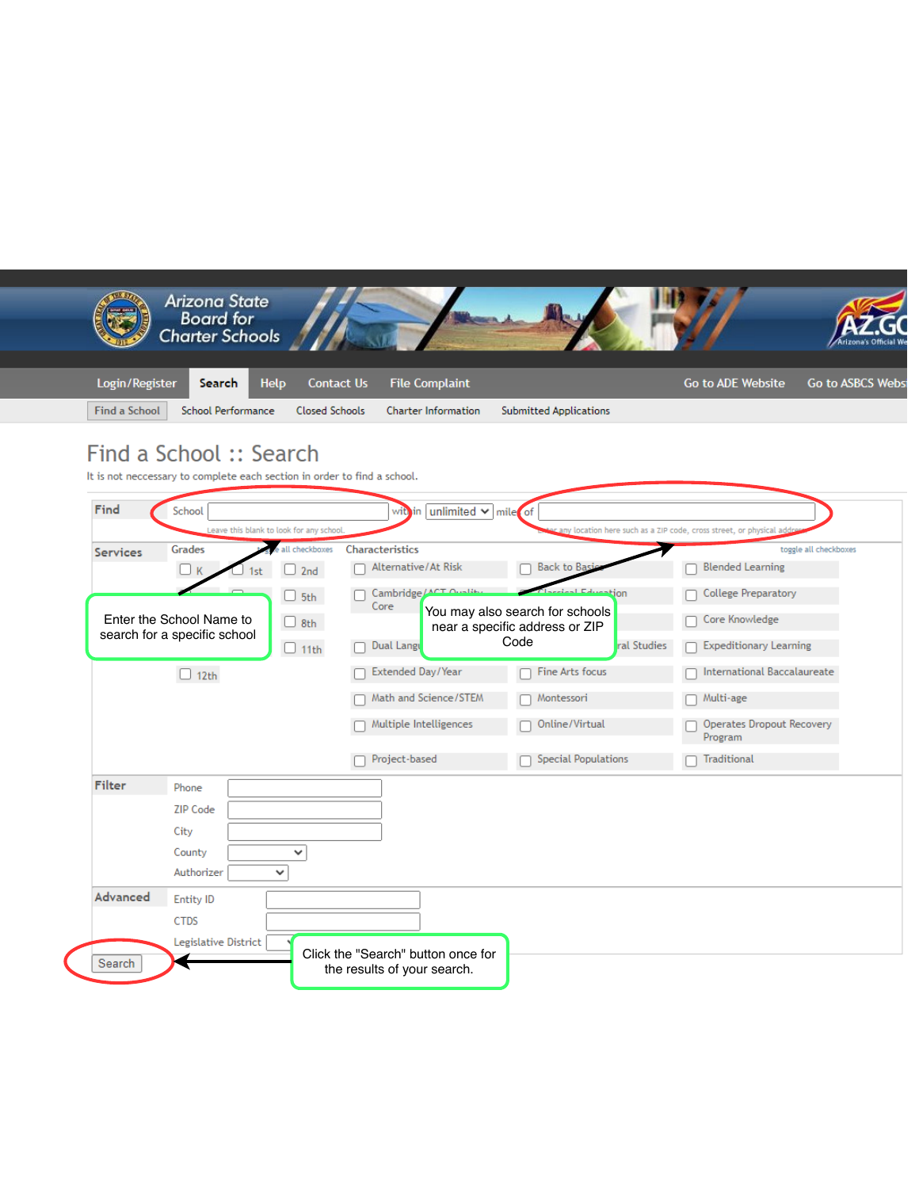Arizona State Board for Charter Schools

Login/Register | Search | Help | Contact Us | File Complaint | Go to ADE Website | Go to ASBCS Website

Find a School | School Performance | Closed Schools | Charter Information | Submitted Applications

# Find a School :: Search

It is not neccessary to complete each section in order to find a school.

**Find**

School [ ] within [unlimited] miles of [ ]

Leave this blank to look for any school.

Enter any location here such as a ZIP code, cross street, or physical address

**Services**

Grades — toggle all checkboxes

- K
- 1st
- 2nd
- 5th
- 8th
- 11th
- 12th

Characteristics — toggle all checkboxes

- Alternative/At Risk
- Back to Basics
- Blended Learning
- Cambridge/ACT Quality Core
- Classical Education
- College Preparatory
- Core Knowledge
- Dual Language
- Cultural Studies
- Expeditionary Learning
- Extended Day/Year
- Fine Arts focus
- International Baccalaureate
- Math and Science/STEM
- Montessori
- Multi-age
- Multiple Intelligences
- Online/Virtual
- Operates Dropout Recovery Program
- Project-based
- Special Populations
- Traditional

**Filter**

- Phone
- ZIP Code
- City
- County
- Authorizer

**Advanced**

- Entity ID
- CTDS
- Legislative District

Search

Enter the School Name to search for a specific school

You may also search for schools near a specific address or ZIP Code

Click the "Search" button once for the results of your search.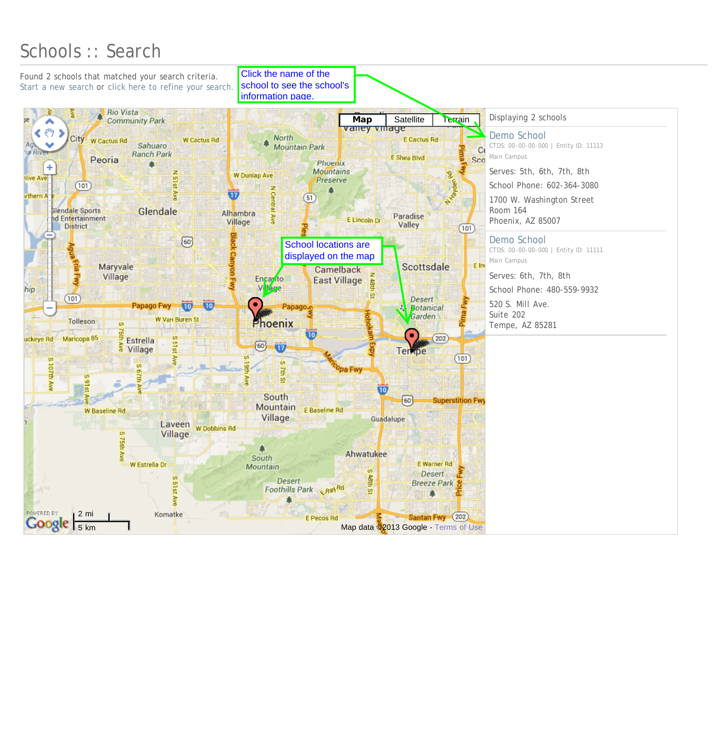# Schools :: Search

Found 2 schools that matched your search criteria.
Start a new search or click here to refine your search.

Click the name of the school to see the school's information page.

School locations are displayed on the map

Displaying 2 schools

**Demo School**
CTDS: 00-00-00-000 | Entity ID: 11113
Main Campus

Serves: 5th, 6th, 7th, 8th

School Phone: 602-364-3080

1700 W. Washington Street
Room 164
Phoenix, AZ 85007

**Demo School**
CTDS: 00-00-00-000 | Entity ID: 11111
Main Campus

Serves: 6th, 7th, 8th

School Phone: 480-559-9932

520 S. Mill Ave.
Suite 202
Tempe, AZ 85281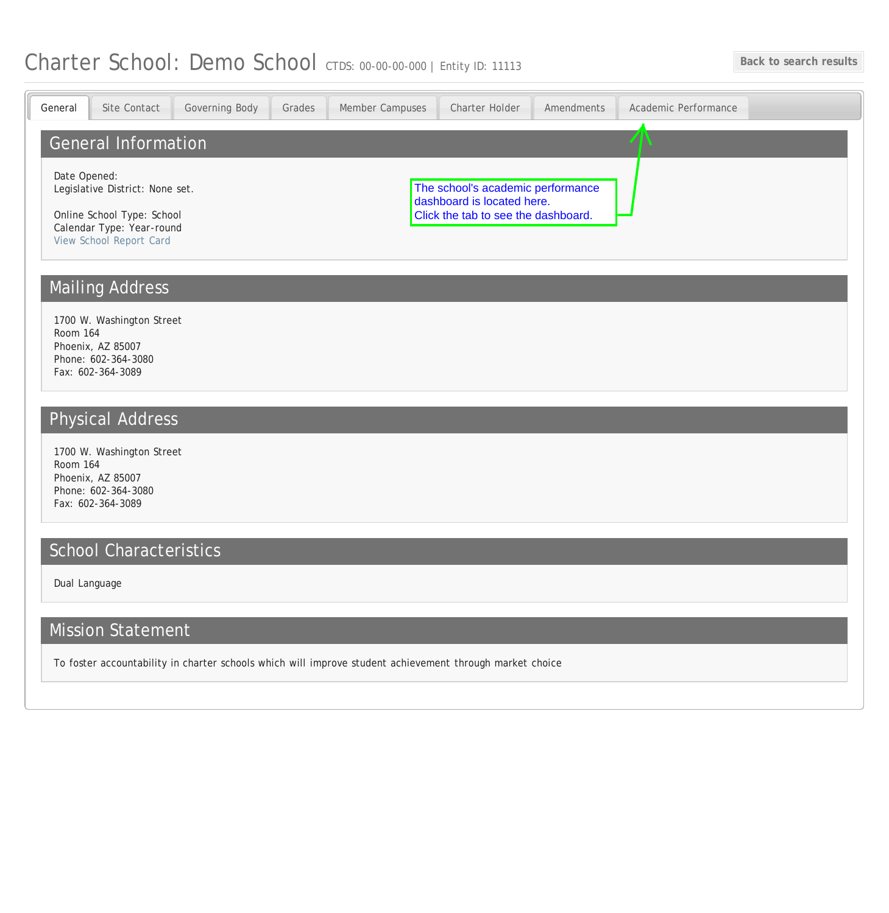# Charter School: Demo School

CTDS: 00-00-00-000 | Entity ID: 11113

Back to search results

General | Site Contact | Governing Body | Grades | Member Campuses | Charter Holder | Amendments | Academic Performance

The school's academic performance dashboard is located here.
Click the tab to see the dashboard.

## General Information

Date Opened:
Legislative District: None set.

Online School Type: School
Calendar Type: Year-round
View School Report Card

## Mailing Address

1700 W. Washington Street
Room 164
Phoenix, AZ 85007
Phone: 602-364-3080
Fax: 602-364-3089

## Physical Address

1700 W. Washington Street
Room 164
Phoenix, AZ 85007
Phone: 602-364-3080
Fax: 602-364-3089

## School Characteristics

Dual Language

## Mission Statement

To foster accountability in charter schools which will improve student achievement through market choice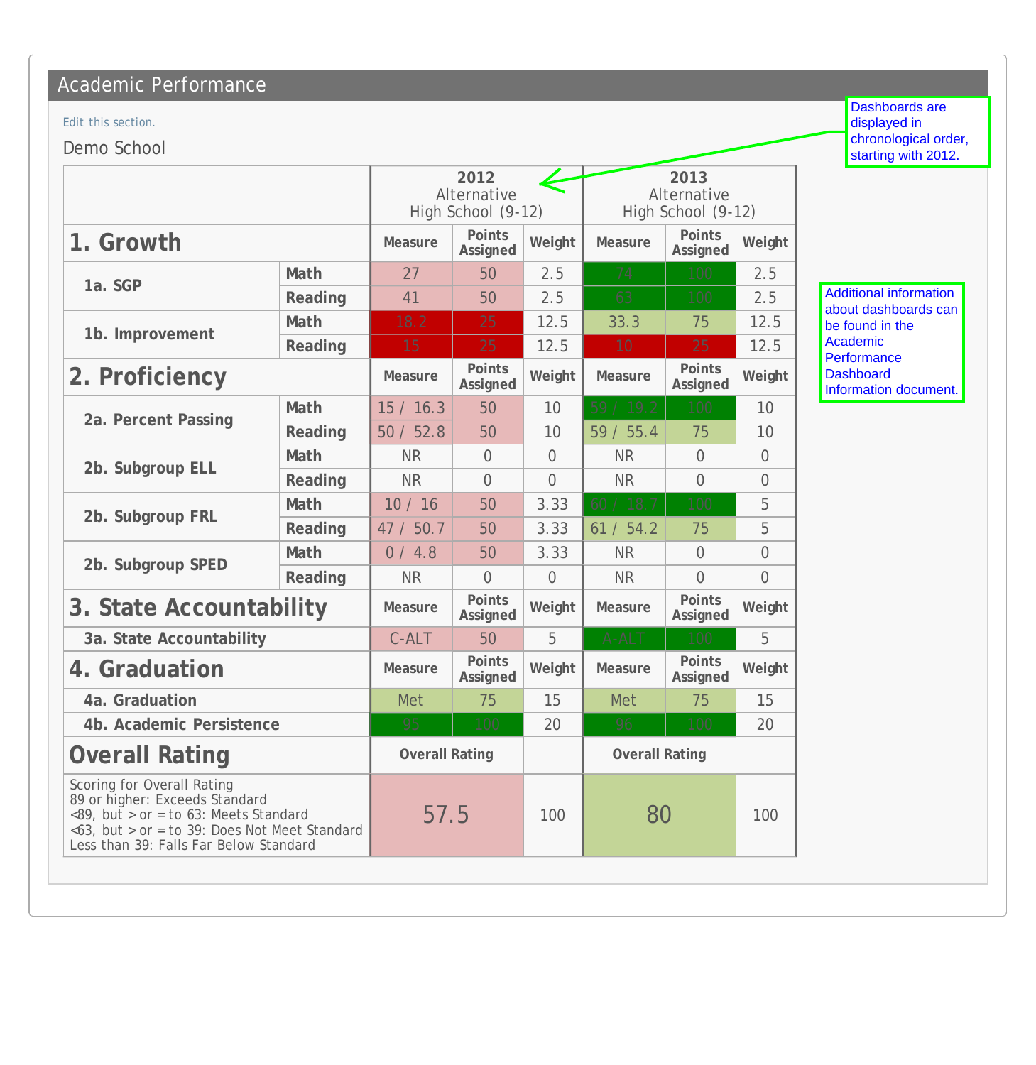## Academic Performance

Edit this section.

Demo School

Dashboards are displayed in chronological order, starting with 2012.

Additional information about dashboards can be found in the Academic Performance Dashboard Information document.

| | | 2012 Alternative High School (9-12) | | | 2013 Alternative High School (9-12) | | |
|---|---|---|---|---|---|---|---|
| **1. Growth** | | **Measure** | **Points Assigned** | **Weight** | **Measure** | **Points Assigned** | **Weight** |
| **1a. SGP** | **Math** | 27 | 50 | 2.5 | 74 | 100 | 2.5 |
| | **Reading** | 41 | 50 | 2.5 | 63 | 100 | 2.5 |
| **1b. Improvement** | **Math** | 18.2 | 25 | 12.5 | 33.3 | 75 | 12.5 |
| | **Reading** | 15 | 25 | 12.5 | 10 | 25 | 12.5 |
| **2. Proficiency** | | **Measure** | **Points Assigned** | **Weight** | **Measure** | **Points Assigned** | **Weight** |
| **2a. Percent Passing** | **Math** | 15 / 16.3 | 50 | 10 | 59 / 19.2 | 100 | 10 |
| | **Reading** | 50 / 52.8 | 50 | 10 | 59 / 55.4 | 75 | 10 |
| **2b. Subgroup ELL** | **Math** | NR | 0 | 0 | NR | 0 | 0 |
| | **Reading** | NR | 0 | 0 | NR | 0 | 0 |
| **2b. Subgroup FRL** | **Math** | 10 / 16 | 50 | 3.33 | 60 / 18.7 | 100 | 5 |
| | **Reading** | 47 / 50.7 | 50 | 3.33 | 61 / 54.2 | 75 | 5 |
| **2b. Subgroup SPED** | **Math** | 0 / 4.8 | 50 | 3.33 | NR | 0 | 0 |
| | **Reading** | NR | 0 | 0 | NR | 0 | 0 |
| **3. State Accountability** | | **Measure** | **Points Assigned** | **Weight** | **Measure** | **Points Assigned** | **Weight** |
| **3a. State Accountability** | | C-ALT | 50 | 5 | A-ALT | 100 | 5 |
| **4. Graduation** | | **Measure** | **Points Assigned** | **Weight** | **Measure** | **Points Assigned** | **Weight** |
| **4a. Graduation** | | Met | 75 | 15 | Met | 75 | 15 |
| **4b. Academic Persistence** | | 95 | 100 | 20 | 96 | 100 | 20 |
| **Overall Rating** | | **Overall Rating** | | | **Overall Rating** | | |
| Scoring for Overall Rating<br>89 or higher: Exceeds Standard<br><89, but > or = to 63: Meets Standard<br><63, but > or = to 39: Does Not Meet Standard<br>Less than 39: Falls Far Below Standard | | 57.5 | | 100 | 80 | | 100 |